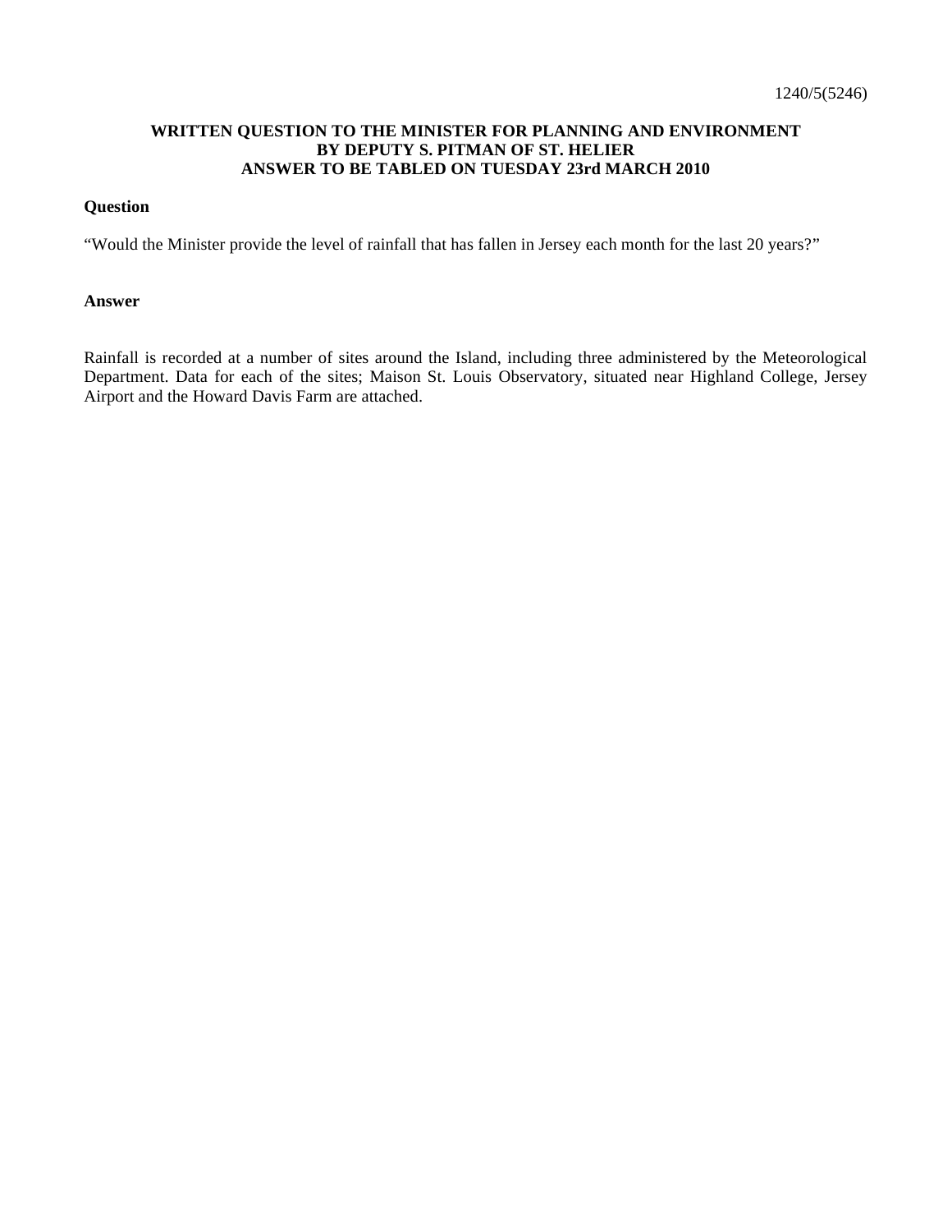1240/5(5246)

**WRITTEN QUESTION TO THE MINISTER FOR PLANNING AND ENVIRONMENT BY DEPUTY S. PITMAN OF ST. HELIER ANSWER TO BE TABLED ON TUESDAY 23rd MARCH 2010**

**Question**

"Would the Minister provide the level of rainfall that has fallen in Jersey each month for the last 20 years?"

**Answer**

Rainfall is recorded at a number of sites around the Island, including three administered by the Meteorological Department. Data for each of the sites; Maison St. Louis Observatory, situated near Highland College, Jersey Airport and the Howard Davis Farm are attached.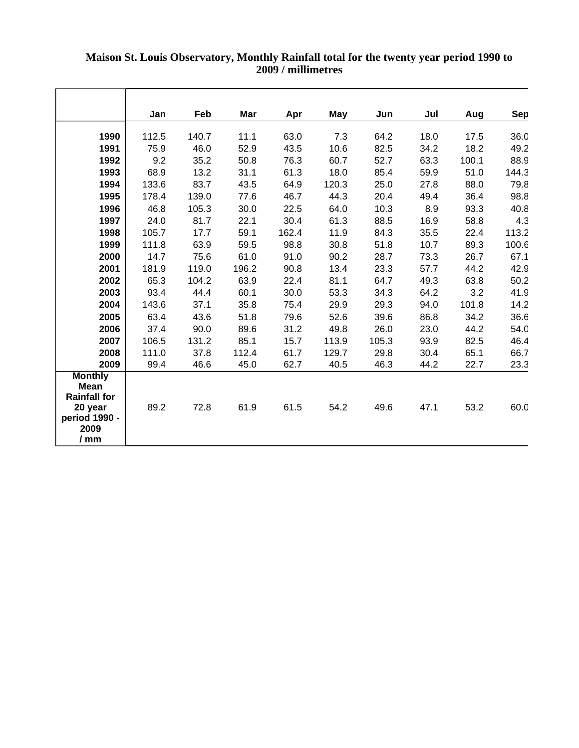**Maison St. Louis Observatory, Monthly Rainfall total for the twenty year period 1990 to 2009 / millimetres**

| | Jan | Feb | Mar | Apr | May | Jun | Jul | Aug | Sep |
|---|---|---|---|---|---|---|---|---|---|
| **1990** | 112.5 | 140.7 | 11.1 | 63.0 | 7.3 | 64.2 | 18.0 | 17.5 | 36.0 |
| **1991** | 75.9 | 46.0 | 52.9 | 43.5 | 10.6 | 82.5 | 34.2 | 18.2 | 49.2 |
| **1992** | 9.2 | 35.2 | 50.8 | 76.3 | 60.7 | 52.7 | 63.3 | 100.1 | 88.9 |
| **1993** | 68.9 | 13.2 | 31.1 | 61.3 | 18.0 | 85.4 | 59.9 | 51.0 | 144.3 |
| **1994** | 133.6 | 83.7 | 43.5 | 64.9 | 120.3 | 25.0 | 27.8 | 88.0 | 79.8 |
| **1995** | 178.4 | 139.0 | 77.6 | 46.7 | 44.3 | 20.4 | 49.4 | 36.4 | 98.8 |
| **1996** | 46.8 | 105.3 | 30.0 | 22.5 | 64.0 | 10.3 | 8.9 | 93.3 | 40.8 |
| **1997** | 24.0 | 81.7 | 22.1 | 30.4 | 61.3 | 88.5 | 16.9 | 58.8 | 4.3 |
| **1998** | 105.7 | 17.7 | 59.1 | 162.4 | 11.9 | 84.3 | 35.5 | 22.4 | 113.2 |
| **1999** | 111.8 | 63.9 | 59.5 | 98.8 | 30.8 | 51.8 | 10.7 | 89.3 | 100.6 |
| **2000** | 14.7 | 75.6 | 61.0 | 91.0 | 90.2 | 28.7 | 73.3 | 26.7 | 67.1 |
| **2001** | 181.9 | 119.0 | 196.2 | 90.8 | 13.4 | 23.3 | 57.7 | 44.2 | 42.9 |
| **2002** | 65.3 | 104.2 | 63.9 | 22.4 | 81.1 | 64.7 | 49.3 | 63.8 | 50.2 |
| **2003** | 93.4 | 44.4 | 60.1 | 30.0 | 53.3 | 34.3 | 64.2 | 3.2 | 41.9 |
| **2004** | 143.6 | 37.1 | 35.8 | 75.4 | 29.9 | 29.3 | 94.0 | 101.8 | 14.2 |
| **2005** | 63.4 | 43.6 | 51.8 | 79.6 | 52.6 | 39.6 | 86.8 | 34.2 | 36.6 |
| **2006** | 37.4 | 90.0 | 89.6 | 31.2 | 49.8 | 26.0 | 23.0 | 44.2 | 54.0 |
| **2007** | 106.5 | 131.2 | 85.1 | 15.7 | 113.9 | 105.3 | 93.9 | 82.5 | 46.4 |
| **2008** | 111.0 | 37.8 | 112.4 | 61.7 | 129.7 | 29.8 | 30.4 | 65.1 | 66.7 |
| **2009** | 99.4 | 46.6 | 45.0 | 62.7 | 40.5 | 46.3 | 44.2 | 22.7 | 23.3 |
| **Monthly Mean Rainfall for 20 year period 1990 - 2009 / mm** | 89.2 | 72.8 | 61.9 | 61.5 | 54.2 | 49.6 | 47.1 | 53.2 | 60.0 |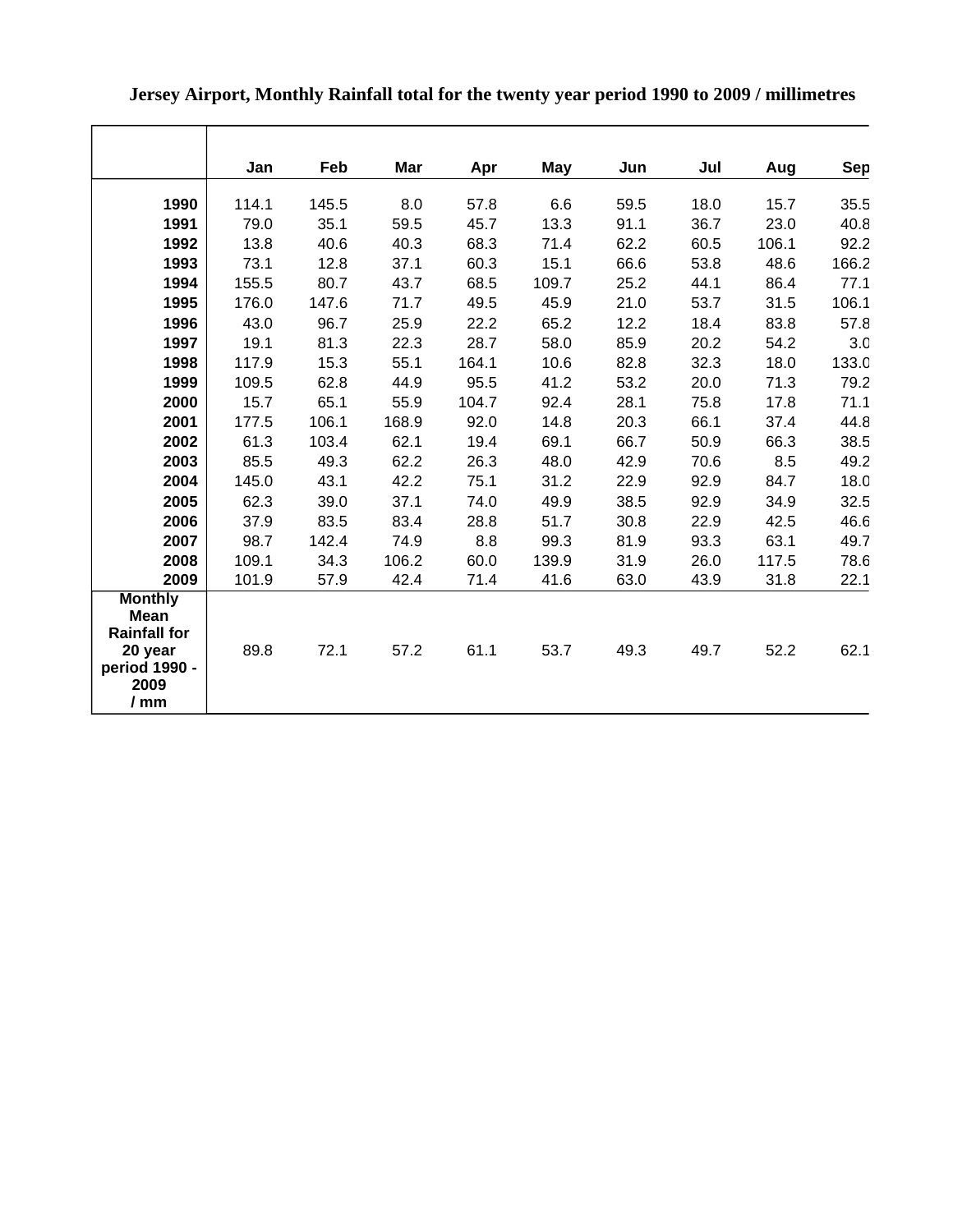**Jersey Airport, Monthly Rainfall total for the twenty year period 1990 to 2009 / millimetres**

| | Jan | Feb | Mar | Apr | May | Jun | Jul | Aug | Sep |
|---|---|---|---|---|---|---|---|---|---|
| **1990** | 114.1 | 145.5 | 8.0 | 57.8 | 6.6 | 59.5 | 18.0 | 15.7 | 35.5 |
| **1991** | 79.0 | 35.1 | 59.5 | 45.7 | 13.3 | 91.1 | 36.7 | 23.0 | 40.8 |
| **1992** | 13.8 | 40.6 | 40.3 | 68.3 | 71.4 | 62.2 | 60.5 | 106.1 | 92.2 |
| **1993** | 73.1 | 12.8 | 37.1 | 60.3 | 15.1 | 66.6 | 53.8 | 48.6 | 166.2 |
| **1994** | 155.5 | 80.7 | 43.7 | 68.5 | 109.7 | 25.2 | 44.1 | 86.4 | 77.1 |
| **1995** | 176.0 | 147.6 | 71.7 | 49.5 | 45.9 | 21.0 | 53.7 | 31.5 | 106.1 |
| **1996** | 43.0 | 96.7 | 25.9 | 22.2 | 65.2 | 12.2 | 18.4 | 83.8 | 57.8 |
| **1997** | 19.1 | 81.3 | 22.3 | 28.7 | 58.0 | 85.9 | 20.2 | 54.2 | 3.0 |
| **1998** | 117.9 | 15.3 | 55.1 | 164.1 | 10.6 | 82.8 | 32.3 | 18.0 | 133.0 |
| **1999** | 109.5 | 62.8 | 44.9 | 95.5 | 41.2 | 53.2 | 20.0 | 71.3 | 79.2 |
| **2000** | 15.7 | 65.1 | 55.9 | 104.7 | 92.4 | 28.1 | 75.8 | 17.8 | 71.1 |
| **2001** | 177.5 | 106.1 | 168.9 | 92.0 | 14.8 | 20.3 | 66.1 | 37.4 | 44.8 |
| **2002** | 61.3 | 103.4 | 62.1 | 19.4 | 69.1 | 66.7 | 50.9 | 66.3 | 38.5 |
| **2003** | 85.5 | 49.3 | 62.2 | 26.3 | 48.0 | 42.9 | 70.6 | 8.5 | 49.2 |
| **2004** | 145.0 | 43.1 | 42.2 | 75.1 | 31.2 | 22.9 | 92.9 | 84.7 | 18.0 |
| **2005** | 62.3 | 39.0 | 37.1 | 74.0 | 49.9 | 38.5 | 92.9 | 34.9 | 32.5 |
| **2006** | 37.9 | 83.5 | 83.4 | 28.8 | 51.7 | 30.8 | 22.9 | 42.5 | 46.6 |
| **2007** | 98.7 | 142.4 | 74.9 | 8.8 | 99.3 | 81.9 | 93.3 | 63.1 | 49.7 |
| **2008** | 109.1 | 34.3 | 106.2 | 60.0 | 139.9 | 31.9 | 26.0 | 117.5 | 78.6 |
| **2009** | 101.9 | 57.9 | 42.4 | 71.4 | 41.6 | 63.0 | 43.9 | 31.8 | 22.1 |
| **Monthly Mean Rainfall for 20 year period 1990 - 2009 / mm** | 89.8 | 72.1 | 57.2 | 61.1 | 53.7 | 49.3 | 49.7 | 52.2 | 62.1 |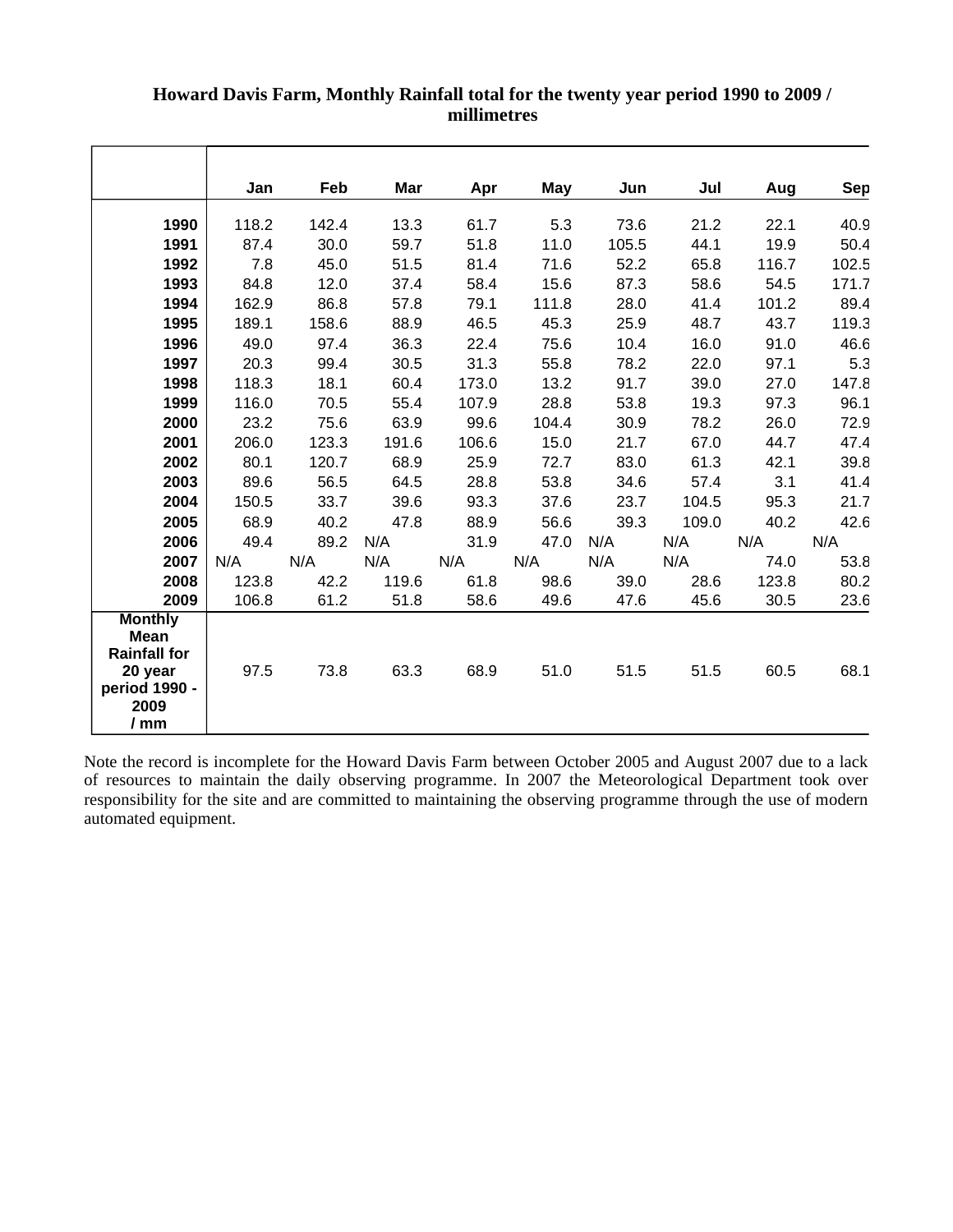**Howard Davis Farm, Monthly Rainfall total for the twenty year period 1990 to 2009 / millimetres**

| | Jan | Feb | Mar | Apr | May | Jun | Jul | Aug | Sep |
|---|---|---|---|---|---|---|---|---|---|
| **1990** | 118.2 | 142.4 | 13.3 | 61.7 | 5.3 | 73.6 | 21.2 | 22.1 | 40.9 |
| **1991** | 87.4 | 30.0 | 59.7 | 51.8 | 11.0 | 105.5 | 44.1 | 19.9 | 50.4 |
| **1992** | 7.8 | 45.0 | 51.5 | 81.4 | 71.6 | 52.2 | 65.8 | 116.7 | 102.5 |
| **1993** | 84.8 | 12.0 | 37.4 | 58.4 | 15.6 | 87.3 | 58.6 | 54.5 | 171.7 |
| **1994** | 162.9 | 86.8 | 57.8 | 79.1 | 111.8 | 28.0 | 41.4 | 101.2 | 89.4 |
| **1995** | 189.1 | 158.6 | 88.9 | 46.5 | 45.3 | 25.9 | 48.7 | 43.7 | 119.3 |
| **1996** | 49.0 | 97.4 | 36.3 | 22.4 | 75.6 | 10.4 | 16.0 | 91.0 | 46.6 |
| **1997** | 20.3 | 99.4 | 30.5 | 31.3 | 55.8 | 78.2 | 22.0 | 97.1 | 5.3 |
| **1998** | 118.3 | 18.1 | 60.4 | 173.0 | 13.2 | 91.7 | 39.0 | 27.0 | 147.8 |
| **1999** | 116.0 | 70.5 | 55.4 | 107.9 | 28.8 | 53.8 | 19.3 | 97.3 | 96.1 |
| **2000** | 23.2 | 75.6 | 63.9 | 99.6 | 104.4 | 30.9 | 78.2 | 26.0 | 72.9 |
| **2001** | 206.0 | 123.3 | 191.6 | 106.6 | 15.0 | 21.7 | 67.0 | 44.7 | 47.4 |
| **2002** | 80.1 | 120.7 | 68.9 | 25.9 | 72.7 | 83.0 | 61.3 | 42.1 | 39.8 |
| **2003** | 89.6 | 56.5 | 64.5 | 28.8 | 53.8 | 34.6 | 57.4 | 3.1 | 41.4 |
| **2004** | 150.5 | 33.7 | 39.6 | 93.3 | 37.6 | 23.7 | 104.5 | 95.3 | 21.7 |
| **2005** | 68.9 | 40.2 | 47.8 | 88.9 | 56.6 | 39.3 | 109.0 | 40.2 | 42.6 |
| **2006** | 49.4 | 89.2 | N/A | 31.9 | 47.0 | N/A | N/A | N/A | N/A |
| **2007** | N/A | N/A | N/A | N/A | N/A | N/A | N/A | 74.0 | 53.8 |
| **2008** | 123.8 | 42.2 | 119.6 | 61.8 | 98.6 | 39.0 | 28.6 | 123.8 | 80.2 |
| **2009** | 106.8 | 61.2 | 51.8 | 58.6 | 49.6 | 47.6 | 45.6 | 30.5 | 23.6 |
| **Monthly Mean Rainfall for 20 year period 1990 - 2009 / mm** | 97.5 | 73.8 | 63.3 | 68.9 | 51.0 | 51.5 | 51.5 | 60.5 | 68.1 |

Note the record is incomplete for the Howard Davis Farm between October 2005 and August 2007 due to a lack of resources to maintain the daily observing programme. In 2007 the Meteorological Department took over responsibility for the site and are committed to maintaining the observing programme through the use of modern automated equipment.